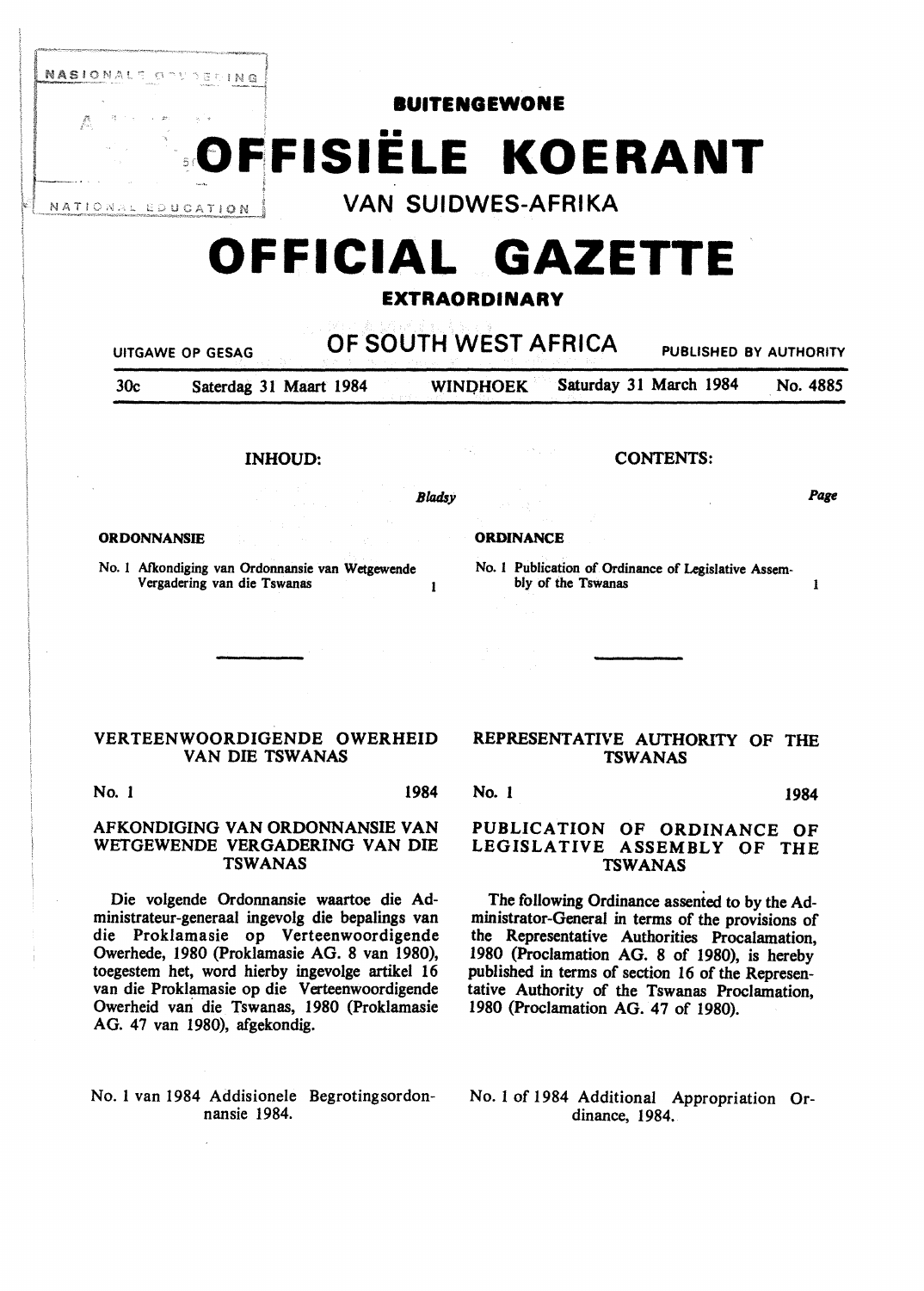# BUITENGEWONE

# OFFISIËLE KOERANT

## VAN SUIDWES-AFRIKA

# OFFICIAL GAZETTE

## EXTRAORDINARY

UITGAWE OP GESAG **OF SOUTH WEST AFRICA** PUBLISHED BY AUTHORITY

30c Saterdag 31 Maart 1984 WINDHOEK Saturday 31 March 1984 No. 4885

**INHOUD:**

*Bladsy*

**ORDONNANSIE**

No. 1 Afkondiging van Ordonnansie van Wetgewende Vergadering van die Tswanas 1

**CONTENTS:**

*Page*

**ORDINANCE**

No. 1 Publication of Ordinance of Legislative Assembly of the Tswanas 1

---

### VERTEENWOORDIGENDE OWERHEID VAN DIE TSWANAS

No. 1 1984

### AFKONDIGING VAN ORDONNANSIE VAN WETGEWENDE VERGADERING VAN DIE TSWANAS

Die volgende Ordonnansie waartoe die Administrateur-generaal ingevolg die bepalings van die Proklamasie op Verteenwoordigende Owerhede, 1980 (Proklamasie AG. 8 van 1980), toegestem het, word hierby ingevolge artikel 16 van die Proklamasie op die Verteenwoordigende Owerheid van die Tswanas, 1980 (Proklamasie AG. 47 van 1980), afgekondig.

No. 1 van 1984 Addisionele Begrotingsordonnansie 1984.

### REPRESENTATIVE AUTHORITY OF THE TSWANAS

No. 1 1984

### PUBLICATION OF ORDINANCE OF LEGISLATIVE ASSEMBLY OF THE TSWANAS

The following Ordinance assented to by the Administrator-General in terms of the provisions of the Representative Authorities Procalamation, 1980 (Proclamation AG. 8 of 1980), is hereby published in terms of section 16 of the Representative Authority of the Tswanas Proclamation, 1980 (Proclamation AG. 47 of 1980).

No. 1 of 1984 Additional Appropriation Ordinance, 1984.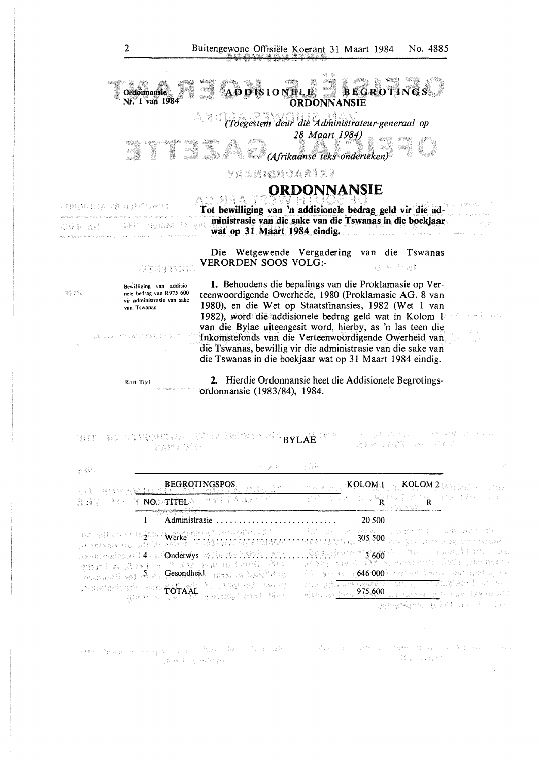Ordonnansie Nr. 1 van 1984

**ADDISIONELE BEGROTINGS-ORDONNANSIE**

*(Toegestem deur die Administrateur-generaal op 28 Maart 1984)*

*(Afrikaanse teks onderteken)*

# ORDONNANSIE

**Tot bewilliging van 'n addisionele bedrag geld vir die administrasie van die sake van die Tswanas in die boekjaar wat op 31 Maart 1984 eindig.**

Die Wetgewende Vergadering van die Tswanas VERORDEN SOOS VOLG:-

*Bewilliging van addisionele bedrag van R975 600 vir administrasie van sake van Tswanas*

1. Behoudens die bepalings van die Proklamasie op Verteenwoordigende Owerhede, 1980 (Proklamasie AG. 8 van 1980), en die Wet op Staatsfinansies, 1982 (Wet 1 van 1982), word die addisionele bedrag geld wat in Kolom 1 van die Bylae uiteengesit word, hierby, as 'n las teen die Inkomstefonds van die Verteenwoordigende Owerheid van die Tswanas, bewillig vir die administrasie van die sake van die Tswanas in die boekjaar wat op 31 Maart 1984 eindig.

*Kort Titel*

2. Hierdie Ordonnansie heet die Addisionele Begrotingsordonnansie (1983/84), 1984.

## BYLAE

| BEGROTINGSPOS | | KOLOM 1 | KOLOM 2 |
|---|---|---|---|
| NO. | TITEL | R | R |
| 1 | Administrasie | 20 500 | |
| 2 | Werke | 305 500 | |
| 4 | Onderwys | 3 600 | |
| 5 | Gesondheid | 646 000 | |
| | TOTAAL | 975 600 | |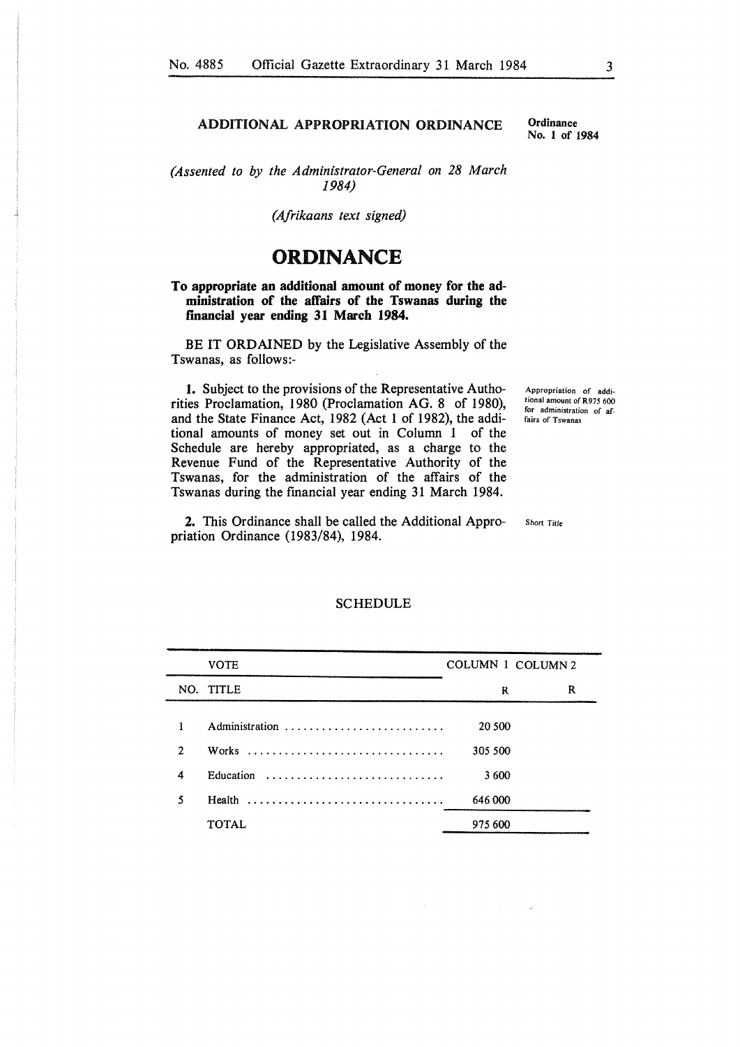# ADDITIONAL APPROPRIATION ORDINANCE

**Ordinance No. 1 of 1984**

*(Assented to by the Administrator-General on 28 March 1984)*

*(Afrikaans text signed)*

## ORDINANCE

**To appropriate an additional amount of money for the administration of the affairs of the Tswanas during the financial year ending 31 March 1984.**

BE IT ORDAINED by the Legislative Assembly of the Tswanas, as follows:-

Appropriation of additional amount of R975 600 for administration of affairs of Tswanas

**1.** Subject to the provisions of the Representative Authorities Proclamation, 1980 (Proclamation AG. 8 of 1980), and the State Finance Act, 1982 (Act 1 of 1982), the additional amounts of money set out in Column 1 of the Schedule are hereby appropriated, as a charge to the Revenue Fund of the Representative Authority of the Tswanas, for the administration of the affairs of the Tswanas during the financial year ending 31 March 1984.

Short Title

**2.** This Ordinance shall be called the Additional Appropriation Ordinance (1983/84), 1984.

### SCHEDULE

| VOTE | | COLUMN 1 | COLUMN 2 |
|---|---|---|---|
| NO. | TITLE | R | R |
| 1 | Administration | 20 500 | |
| 2 | Works | 305 500 | |
| 4 | Education | 3 600 | |
| 5 | Health | 646 000 | |
| | TOTAL | 975 600 | |